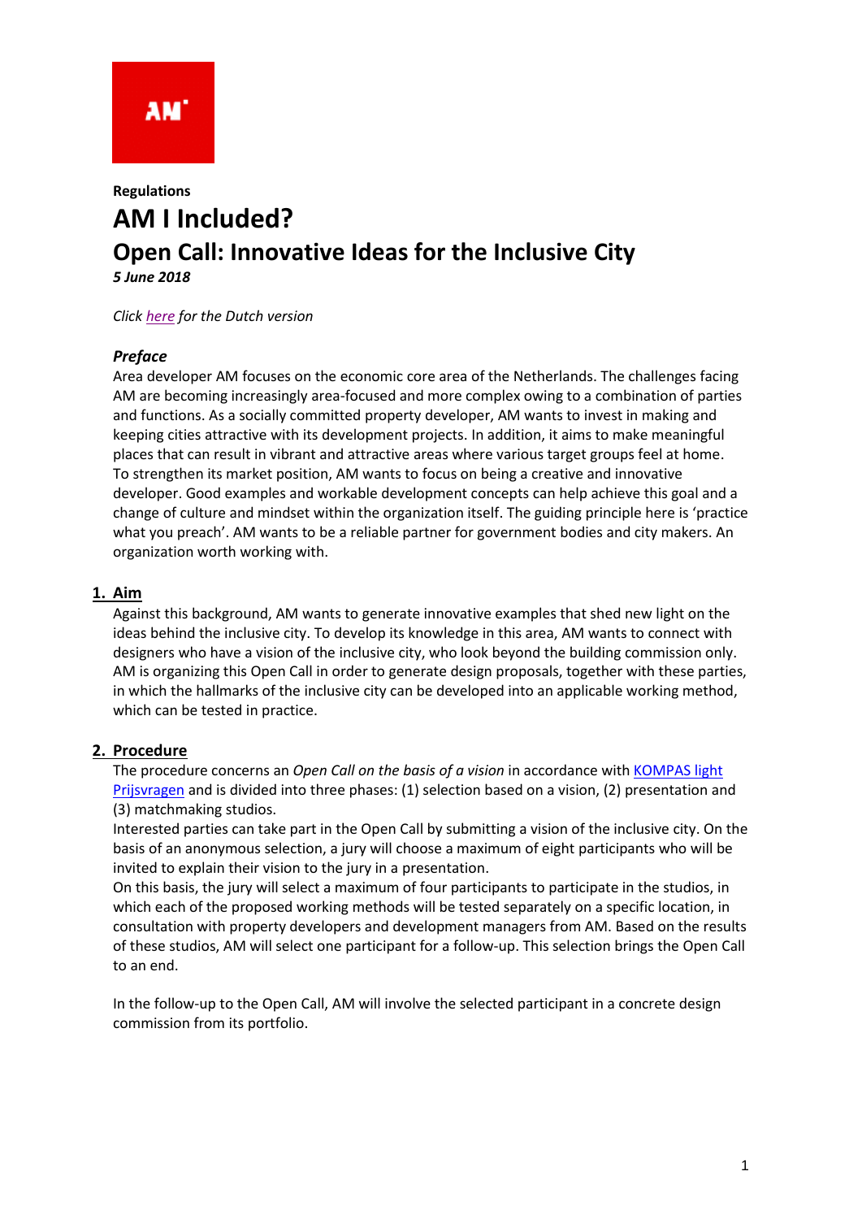**Regulations**

# AM I Included?

# Open Call: Innovative Ideas for the Inclusive City

***5 June 2018***

*Click here for the Dutch version*

### *Preface*

Area developer AM focuses on the economic core area of the Netherlands. The challenges facing AM are becoming increasingly area-focused and more complex owing to a combination of parties and functions. As a socially committed property developer, AM wants to invest in making and keeping cities attractive with its development projects. In addition, it aims to make meaningful places that can result in vibrant and attractive areas where various target groups feel at home. To strengthen its market position, AM wants to focus on being a creative and innovative developer. Good examples and workable development concepts can help achieve this goal and a change of culture and mindset within the organization itself. The guiding principle here is 'practice what you preach'. AM wants to be a reliable partner for government bodies and city makers. An organization worth working with.

## 1. Aim

Against this background, AM wants to generate innovative examples that shed new light on the ideas behind the inclusive city. To develop its knowledge in this area, AM wants to connect with designers who have a vision of the inclusive city, who look beyond the building commission only. AM is organizing this Open Call in order to generate design proposals, together with these parties, in which the hallmarks of the inclusive city can be developed into an applicable working method, which can be tested in practice.

## 2. Procedure

The procedure concerns an *Open Call on the basis of a vision* in accordance with KOMPAS light Prijsvragen and is divided into three phases: (1) selection based on a vision, (2) presentation and (3) matchmaking studios.

Interested parties can take part in the Open Call by submitting a vision of the inclusive city. On the basis of an anonymous selection, a jury will choose a maximum of eight participants who will be invited to explain their vision to the jury in a presentation.

On this basis, the jury will select a maximum of four participants to participate in the studios, in which each of the proposed working methods will be tested separately on a specific location, in consultation with property developers and development managers from AM. Based on the results of these studios, AM will select one participant for a follow-up. This selection brings the Open Call to an end.

In the follow-up to the Open Call, AM will involve the selected participant in a concrete design commission from its portfolio.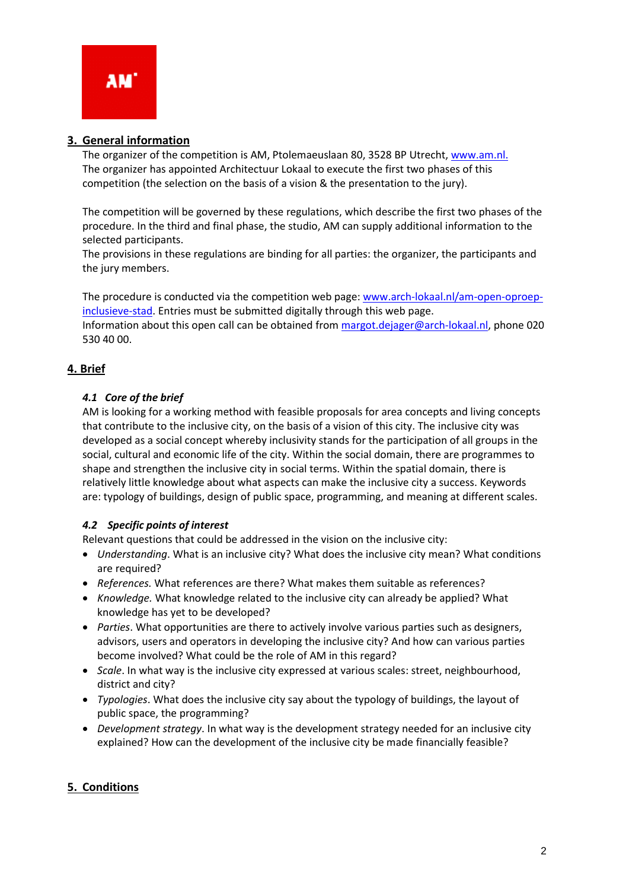## 3. General information

The organizer of the competition is AM, Ptolemaeuslaan 80, 3528 BP Utrecht, www.am.nl.
The organizer has appointed Architectuur Lokaal to execute the first two phases of this competition (the selection on the basis of a vision & the presentation to the jury).

The competition will be governed by these regulations, which describe the first two phases of the procedure. In the third and final phase, the studio, AM can supply additional information to the selected participants.
The provisions in these regulations are binding for all parties: the organizer, the participants and the jury members.

The procedure is conducted via the competition web page: www.arch-lokaal.nl/am-open-oproep-inclusieve-stad. Entries must be submitted digitally through this web page.
Information about this open call can be obtained from margot.dejager@arch-lokaal.nl, phone 020 530 40 00.

## 4. Brief

### *4.1 Core of the brief*

AM is looking for a working method with feasible proposals for area concepts and living concepts that contribute to the inclusive city, on the basis of a vision of this city. The inclusive city was developed as a social concept whereby inclusivity stands for the participation of all groups in the social, cultural and economic life of the city. Within the social domain, there are programmes to shape and strengthen the inclusive city in social terms. Within the spatial domain, there is relatively little knowledge about what aspects can make the inclusive city a success. Keywords are: typology of buildings, design of public space, programming, and meaning at different scales.

### *4.2 Specific points of interest*

Relevant questions that could be addressed in the vision on the inclusive city:

- *Understanding*. What is an inclusive city? What does the inclusive city mean? What conditions are required?
- *References.* What references are there? What makes them suitable as references?
- *Knowledge.* What knowledge related to the inclusive city can already be applied? What knowledge has yet to be developed?
- *Parties*. What opportunities are there to actively involve various parties such as designers, advisors, users and operators in developing the inclusive city? And how can various parties become involved? What could be the role of AM in this regard?
- *Scale*. In what way is the inclusive city expressed at various scales: street, neighbourhood, district and city?
- *Typologies*. What does the inclusive city say about the typology of buildings, the layout of public space, the programming?
- *Development strategy*. In what way is the development strategy needed for an inclusive city explained? How can the development of the inclusive city be made financially feasible?

## 5. Conditions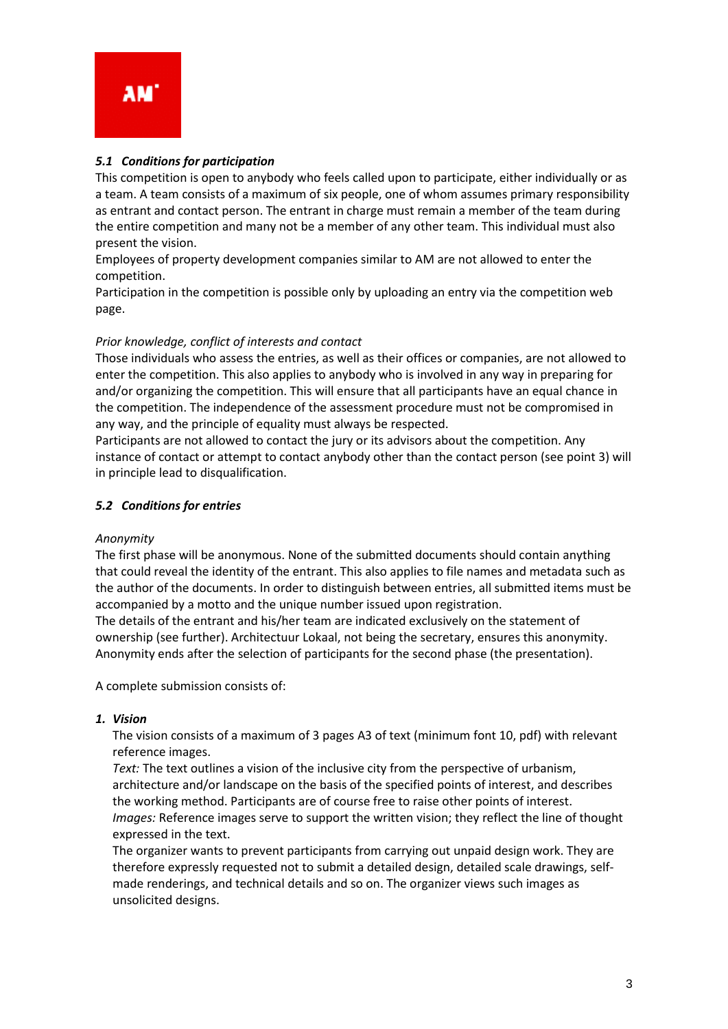### *5.1 Conditions for participation*

This competition is open to anybody who feels called upon to participate, either individually or as a team. A team consists of a maximum of six people, one of whom assumes primary responsibility as entrant and contact person. The entrant in charge must remain a member of the team during the entire competition and many not be a member of any other team. This individual must also present the vision.

Employees of property development companies similar to AM are not allowed to enter the competition.

Participation in the competition is possible only by uploading an entry via the competition web page.

*Prior knowledge, conflict of interests and contact*

Those individuals who assess the entries, as well as their offices or companies, are not allowed to enter the competition. This also applies to anybody who is involved in any way in preparing for and/or organizing the competition. This will ensure that all participants have an equal chance in the competition. The independence of the assessment procedure must not be compromised in any way, and the principle of equality must always be respected.

Participants are not allowed to contact the jury or its advisors about the competition. Any instance of contact or attempt to contact anybody other than the contact person (see point 3) will in principle lead to disqualification.

### *5.2 Conditions for entries*

*Anonymity*

The first phase will be anonymous. None of the submitted documents should contain anything that could reveal the identity of the entrant. This also applies to file names and metadata such as the author of the documents. In order to distinguish between entries, all submitted items must be accompanied by a motto and the unique number issued upon registration.

The details of the entrant and his/her team are indicated exclusively on the statement of ownership (see further). Architectuur Lokaal, not being the secretary, ensures this anonymity. Anonymity ends after the selection of participants for the second phase (the presentation).

A complete submission consists of:

1. ***Vision***

   The vision consists of a maximum of 3 pages A3 of text (minimum font 10, pdf) with relevant reference images.

   *Text:* The text outlines a vision of the inclusive city from the perspective of urbanism, architecture and/or landscape on the basis of the specified points of interest, and describes the working method. Participants are of course free to raise other points of interest.

   *Images:* Reference images serve to support the written vision; they reflect the line of thought expressed in the text.

   The organizer wants to prevent participants from carrying out unpaid design work. They are therefore expressly requested not to submit a detailed design, detailed scale drawings, self-made renderings, and technical details and so on. The organizer views such images as unsolicited designs.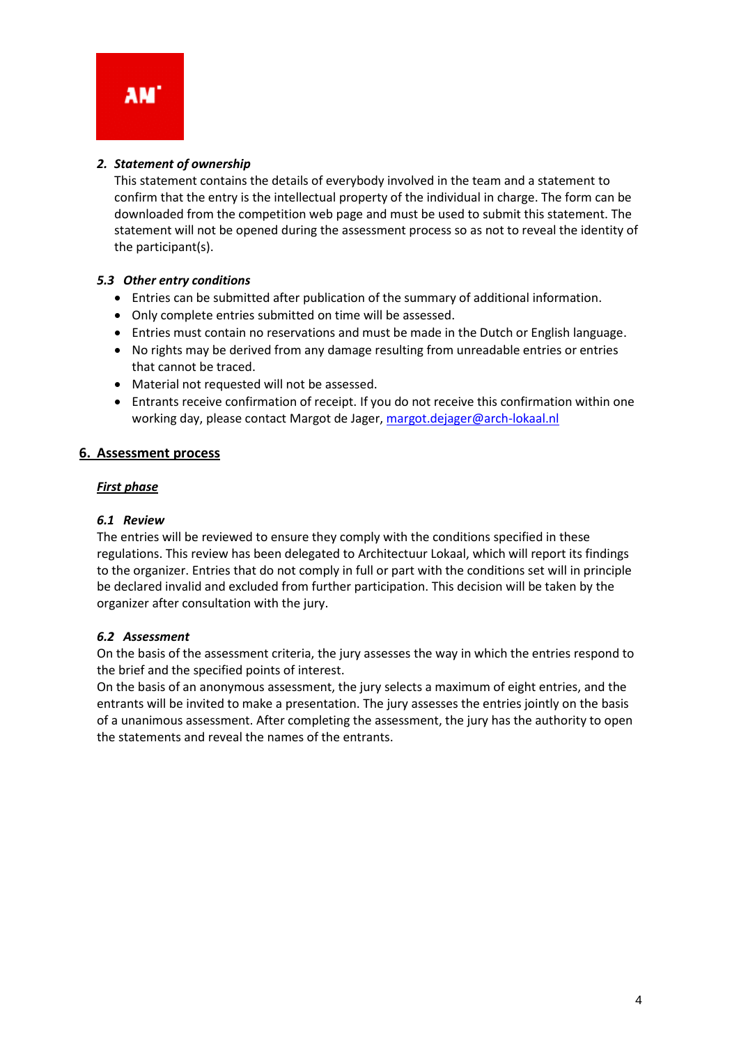2. ***Statement of ownership***

   This statement contains the details of everybody involved in the team and a statement to confirm that the entry is the intellectual property of the individual in charge. The form can be downloaded from the competition web page and must be used to submit this statement. The statement will not be opened during the assessment process so as not to reveal the identity of the participant(s).

### *5.3 Other entry conditions*

- Entries can be submitted after publication of the summary of additional information.
- Only complete entries submitted on time will be assessed.
- Entries must contain no reservations and must be made in the Dutch or English language.
- No rights may be derived from any damage resulting from unreadable entries or entries that cannot be traced.
- Material not requested will not be assessed.
- Entrants receive confirmation of receipt. If you do not receive this confirmation within one working day, please contact Margot de Jager, margot.dejager@arch-lokaal.nl

## 6. Assessment process

### ***First phase***

### *6.1 Review*

The entries will be reviewed to ensure they comply with the conditions specified in these regulations. This review has been delegated to Architectuur Lokaal, which will report its findings to the organizer. Entries that do not comply in full or part with the conditions set will in principle be declared invalid and excluded from further participation. This decision will be taken by the organizer after consultation with the jury.

### *6.2 Assessment*

On the basis of the assessment criteria, the jury assesses the way in which the entries respond to the brief and the specified points of interest.
On the basis of an anonymous assessment, the jury selects a maximum of eight entries, and the entrants will be invited to make a presentation. The jury assesses the entries jointly on the basis of a unanimous assessment. After completing the assessment, the jury has the authority to open the statements and reveal the names of the entrants.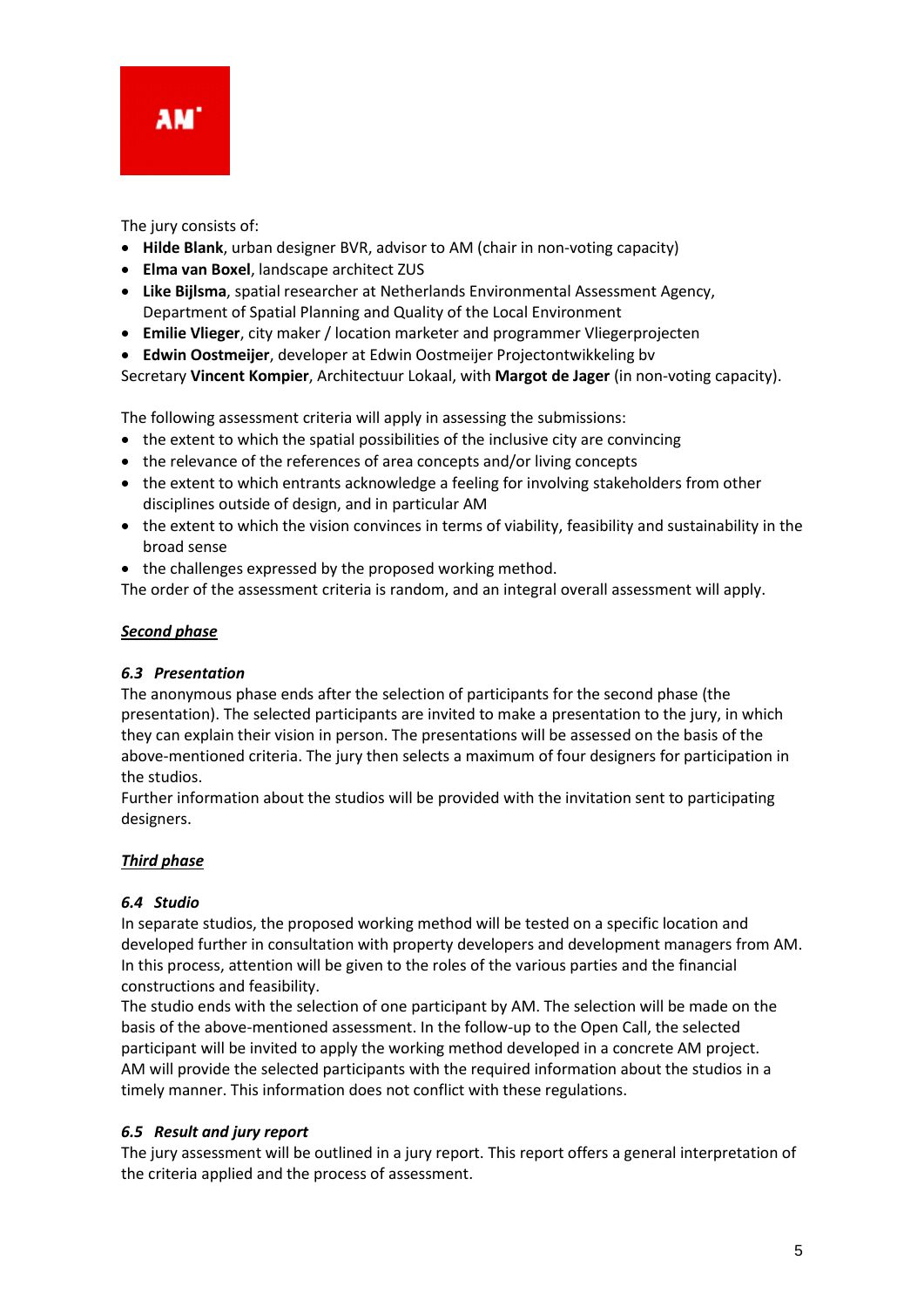The jury consists of:

- **Hilde Blank**, urban designer BVR, advisor to AM (chair in non-voting capacity)
- **Elma van Boxel**, landscape architect ZUS
- **Like Bijlsma**, spatial researcher at Netherlands Environmental Assessment Agency, Department of Spatial Planning and Quality of the Local Environment
- **Emilie Vlieger**, city maker / location marketer and programmer Vliegerprojecten
- **Edwin Oostmeijer**, developer at Edwin Oostmeijer Projectontwikkeling bv

Secretary **Vincent Kompier**, Architectuur Lokaal, with **Margot de Jager** (in non-voting capacity).

The following assessment criteria will apply in assessing the submissions:

- the extent to which the spatial possibilities of the inclusive city are convincing
- the relevance of the references of area concepts and/or living concepts
- the extent to which entrants acknowledge a feeling for involving stakeholders from other disciplines outside of design, and in particular AM
- the extent to which the vision convinces in terms of viability, feasibility and sustainability in the broad sense
- the challenges expressed by the proposed working method.

The order of the assessment criteria is random, and an integral overall assessment will apply.

***Second phase***

### *6.3 Presentation*

The anonymous phase ends after the selection of participants for the second phase (the presentation). The selected participants are invited to make a presentation to the jury, in which they can explain their vision in person. The presentations will be assessed on the basis of the above-mentioned criteria. The jury then selects a maximum of four designers for participation in the studios.

Further information about the studios will be provided with the invitation sent to participating designers.

***Third phase***

### *6.4 Studio*

In separate studios, the proposed working method will be tested on a specific location and developed further in consultation with property developers and development managers from AM. In this process, attention will be given to the roles of the various parties and the financial constructions and feasibility.

The studio ends with the selection of one participant by AM. The selection will be made on the basis of the above-mentioned assessment. In the follow-up to the Open Call, the selected participant will be invited to apply the working method developed in a concrete AM project.

AM will provide the selected participants with the required information about the studios in a timely manner. This information does not conflict with these regulations.

### *6.5 Result and jury report*

The jury assessment will be outlined in a jury report. This report offers a general interpretation of the criteria applied and the process of assessment.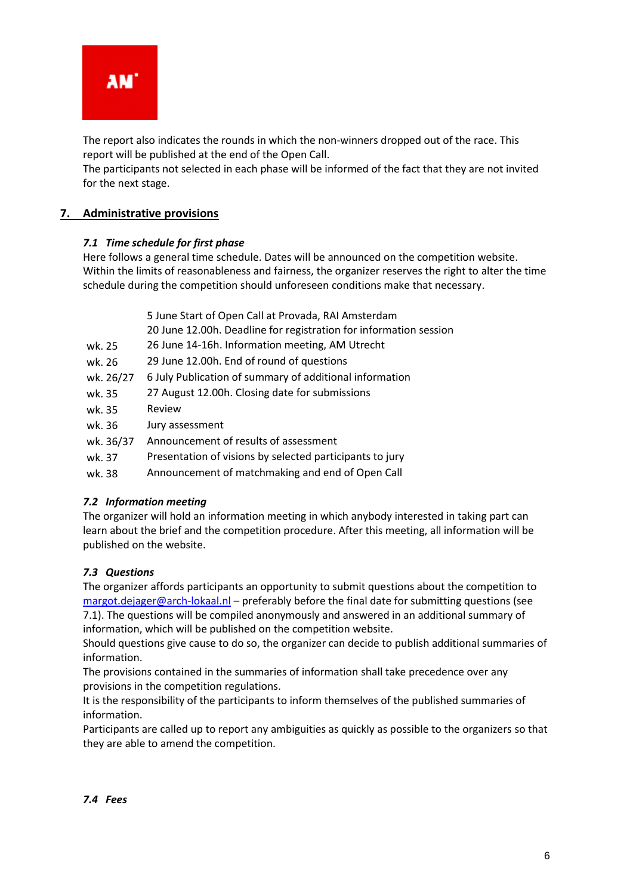The report also indicates the rounds in which the non-winners dropped out of the race. This report will be published at the end of the Open Call.
The participants not selected in each phase will be informed of the fact that they are not invited for the next stage.

## 7. Administrative provisions

### *7.1 Time schedule for first phase*

Here follows a general time schedule. Dates will be announced on the competition website. Within the limits of reasonableness and fairness, the organizer reserves the right to alter the time schedule during the competition should unforeseen conditions make that necessary.

| | |
|---|---|
| | 5 June Start of Open Call at Provada, RAI Amsterdam |
| | 20 June 12.00h. Deadline for registration for information session |
| wk. 25 | 26 June 14-16h. Information meeting, AM Utrecht |
| wk. 26 | 29 June 12.00h. End of round of questions |
| wk. 26/27 | 6 July Publication of summary of additional information |
| wk. 35 | 27 August 12.00h. Closing date for submissions |
| wk. 35 | Review |
| wk. 36 | Jury assessment |
| wk. 36/37 | Announcement of results of assessment |
| wk. 37 | Presentation of visions by selected participants to jury |
| wk. 38 | Announcement of matchmaking and end of Open Call |

### *7.2 Information meeting*

The organizer will hold an information meeting in which anybody interested in taking part can learn about the brief and the competition procedure. After this meeting, all information will be published on the website.

### *7.3 Questions*

The organizer affords participants an opportunity to submit questions about the competition to margot.dejager@arch-lokaal.nl – preferably before the final date for submitting questions (see 7.1). The questions will be compiled anonymously and answered in an additional summary of information, which will be published on the competition website.
Should questions give cause to do so, the organizer can decide to publish additional summaries of information.
The provisions contained in the summaries of information shall take precedence over any provisions in the competition regulations.
It is the responsibility of the participants to inform themselves of the published summaries of information.
Participants are called up to report any ambiguities as quickly as possible to the organizers so that they are able to amend the competition.

### *7.4 Fees*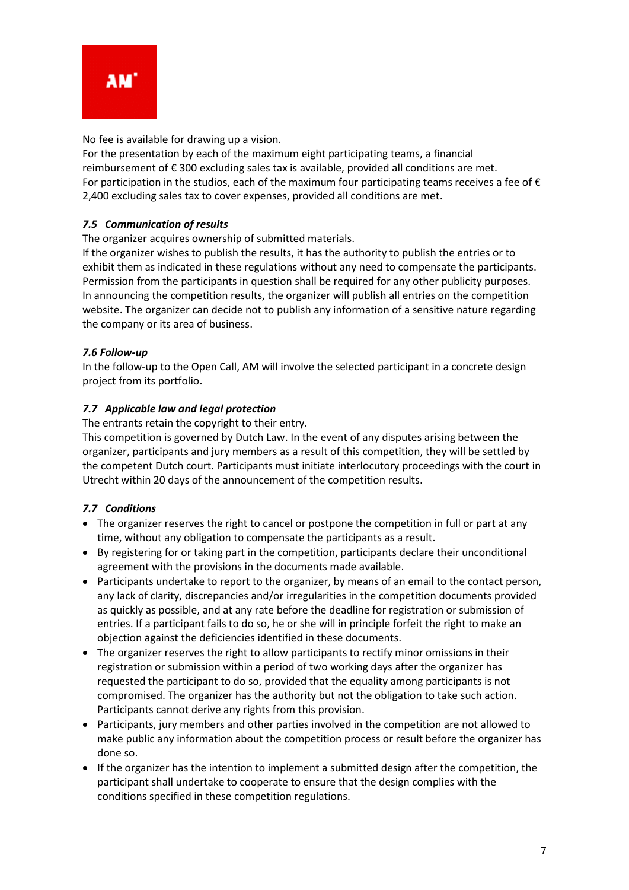No fee is available for drawing up a vision.
For the presentation by each of the maximum eight participating teams, a financial reimbursement of € 300 excluding sales tax is available, provided all conditions are met.
For participation in the studios, each of the maximum four participating teams receives a fee of € 2,400 excluding sales tax to cover expenses, provided all conditions are met.

### *7.5 Communication of results*

The organizer acquires ownership of submitted materials.
If the organizer wishes to publish the results, it has the authority to publish the entries or to exhibit them as indicated in these regulations without any need to compensate the participants.
Permission from the participants in question shall be required for any other publicity purposes.
In announcing the competition results, the organizer will publish all entries on the competition website. The organizer can decide not to publish any information of a sensitive nature regarding the company or its area of business.

### *7.6 Follow-up*

In the follow-up to the Open Call, AM will involve the selected participant in a concrete design project from its portfolio.

### *7.7 Applicable law and legal protection*

The entrants retain the copyright to their entry.
This competition is governed by Dutch Law. In the event of any disputes arising between the organizer, participants and jury members as a result of this competition, they will be settled by the competent Dutch court. Participants must initiate interlocutory proceedings with the court in Utrecht within 20 days of the announcement of the competition results.

### *7.7 Conditions*

- The organizer reserves the right to cancel or postpone the competition in full or part at any time, without any obligation to compensate the participants as a result.
- By registering for or taking part in the competition, participants declare their unconditional agreement with the provisions in the documents made available.
- Participants undertake to report to the organizer, by means of an email to the contact person, any lack of clarity, discrepancies and/or irregularities in the competition documents provided as quickly as possible, and at any rate before the deadline for registration or submission of entries. If a participant fails to do so, he or she will in principle forfeit the right to make an objection against the deficiencies identified in these documents.
- The organizer reserves the right to allow participants to rectify minor omissions in their registration or submission within a period of two working days after the organizer has requested the participant to do so, provided that the equality among participants is not compromised. The organizer has the authority but not the obligation to take such action. Participants cannot derive any rights from this provision.
- Participants, jury members and other parties involved in the competition are not allowed to make public any information about the competition process or result before the organizer has done so.
- If the organizer has the intention to implement a submitted design after the competition, the participant shall undertake to cooperate to ensure that the design complies with the conditions specified in these competition regulations.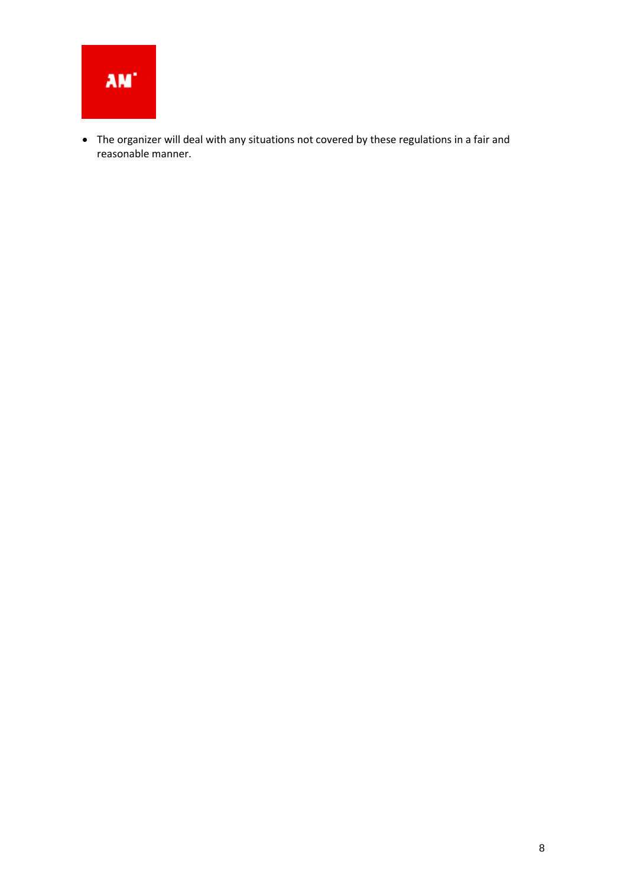- The organizer will deal with any situations not covered by these regulations in a fair and reasonable manner.